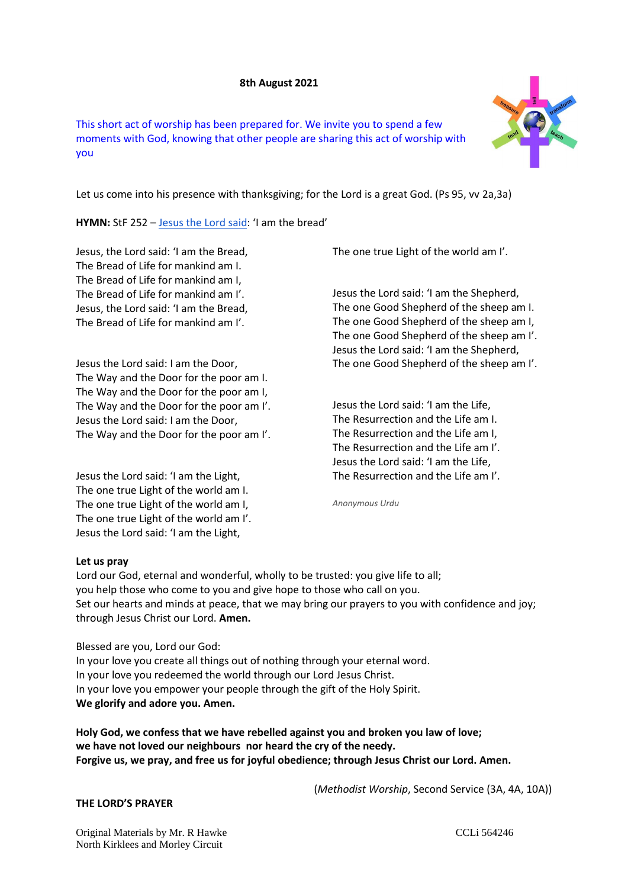**8th August 2021**

This short act of worship has been prepared for. We invite you to spend a few moments with God, knowing that other people are sharing this act of worship with you

Let us come into his presence with thanksgiving; for the Lord is a great God. (Ps 95, vv 2a,3a)

**HYMN:** StF 252 – Jesus the Lord said: 'I am the bread'

Jesus, the Lord said: 'I am the Bread,
The Bread of Life for mankind am I.
The Bread of Life for mankind am I,
The Bread of Life for mankind am I'.
Jesus, the Lord said: 'I am the Bread,
The Bread of Life for mankind am I'.

Jesus the Lord said: I am the Door,
The Way and the Door for the poor am I.
The Way and the Door for the poor am I,
The Way and the Door for the poor am I'.
Jesus the Lord said: I am the Door,
The Way and the Door for the poor am I'.

Jesus the Lord said: 'I am the Light,
The one true Light of the world am I.
The one true Light of the world am I,
The one true Light of the world am I'.
Jesus the Lord said: 'I am the Light,
The one true Light of the world am I'.

Jesus the Lord said: 'I am the Shepherd,
The one Good Shepherd of the sheep am I.
The one Good Shepherd of the sheep am I,
The one Good Shepherd of the sheep am I'.
Jesus the Lord said: 'I am the Shepherd,
The one Good Shepherd of the sheep am I'.

Jesus the Lord said: 'I am the Life,
The Resurrection and the Life am I.
The Resurrection and the Life am I,
The Resurrection and the Life am I'.
Jesus the Lord said: 'I am the Life,
The Resurrection and the Life am I'.

*Anonymous Urdu*

**Let us pray**

Lord our God, eternal and wonderful, wholly to be trusted: you give life to all;
you help those who come to you and give hope to those who call on you.
Set our hearts and minds at peace, that we may bring our prayers to you with confidence and joy; through Jesus Christ our Lord. **Amen.**

Blessed are you, Lord our God:
In your love you create all things out of nothing through your eternal word.
In your love you redeemed the world through our Lord Jesus Christ.
In your love you empower your people through the gift of the Holy Spirit.
**We glorify and adore you. Amen.**

**Holy God, we confess that we have rebelled against you and broken you law of love;**
**we have not loved our neighbours nor heard the cry of the needy.**
**Forgive us, we pray, and free us for joyful obedience; through Jesus Christ our Lord. Amen.**

(*Methodist Worship*, Second Service (3A, 4A, 10A))

**THE LORD'S PRAYER**

Original Materials by Mr. R Hawke
North Kirklees and Morley Circuit

CCLi 564246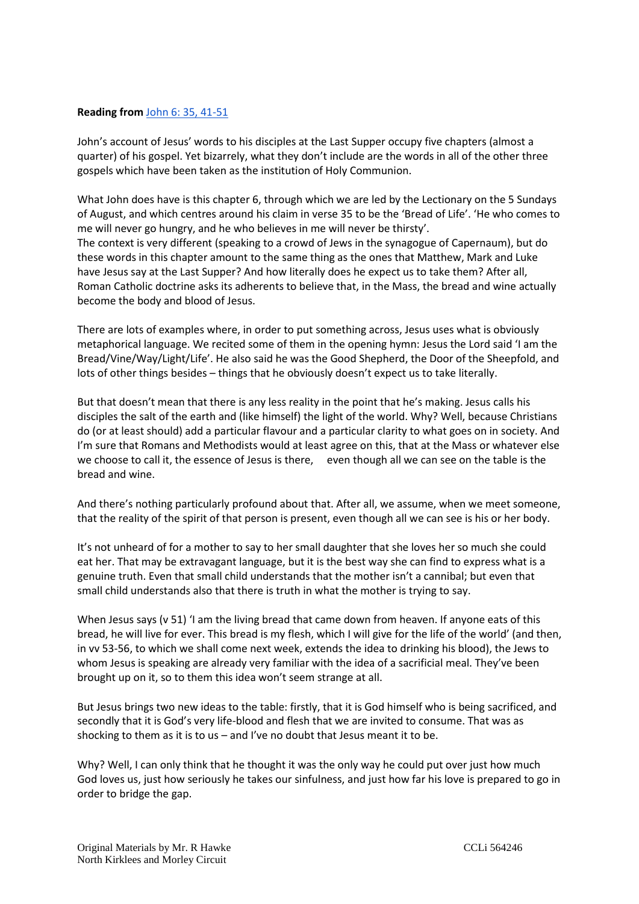**Reading from** [John 6: 35, 41-51]

John's account of Jesus' words to his disciples at the Last Supper occupy five chapters (almost a quarter) of his gospel. Yet bizarrely, what they don't include are the words in all of the other three gospels which have been taken as the institution of Holy Communion.

What John does have is this chapter 6, through which we are led by the Lectionary on the 5 Sundays of August, and which centres around his claim in verse 35 to be the 'Bread of Life'. 'He who comes to me will never go hungry, and he who believes in me will never be thirsty'.
The context is very different (speaking to a crowd of Jews in the synagogue of Capernaum), but do these words in this chapter amount to the same thing as the ones that Matthew, Mark and Luke have Jesus say at the Last Supper? And how literally does he expect us to take them? After all, Roman Catholic doctrine asks its adherents to believe that, in the Mass, the bread and wine actually become the body and blood of Jesus.

There are lots of examples where, in order to put something across, Jesus uses what is obviously metaphorical language. We recited some of them in the opening hymn: Jesus the Lord said 'I am the Bread/Vine/Way/Light/Life'. He also said he was the Good Shepherd, the Door of the Sheepfold, and lots of other things besides – things that he obviously doesn't expect us to take literally.

But that doesn't mean that there is any less reality in the point that he's making. Jesus calls his disciples the salt of the earth and (like himself) the light of the world. Why? Well, because Christians do (or at least should) add a particular flavour and a particular clarity to what goes on in society. And I'm sure that Romans and Methodists would at least agree on this, that at the Mass or whatever else we choose to call it, the essence of Jesus is there, even though all we can see on the table is the bread and wine.

And there's nothing particularly profound about that. After all, we assume, when we meet someone, that the reality of the spirit of that person is present, even though all we can see is his or her body.

It's not unheard of for a mother to say to her small daughter that she loves her so much she could eat her. That may be extravagant language, but it is the best way she can find to express what is a genuine truth. Even that small child understands that the mother isn't a cannibal; but even that small child understands also that there is truth in what the mother is trying to say.

When Jesus says (v 51) 'I am the living bread that came down from heaven. If anyone eats of this bread, he will live for ever. This bread is my flesh, which I will give for the life of the world' (and then, in vv 53-56, to which we shall come next week, extends the idea to drinking his blood), the Jews to whom Jesus is speaking are already very familiar with the idea of a sacrificial meal. They've been brought up on it, so to them this idea won't seem strange at all.

But Jesus brings two new ideas to the table: firstly, that it is God himself who is being sacrificed, and secondly that it is God's very life-blood and flesh that we are invited to consume. That was as shocking to them as it is to us – and I've no doubt that Jesus meant it to be.

Why? Well, I can only think that he thought it was the only way he could put over just how much God loves us, just how seriously he takes our sinfulness, and just how far his love is prepared to go in order to bridge the gap.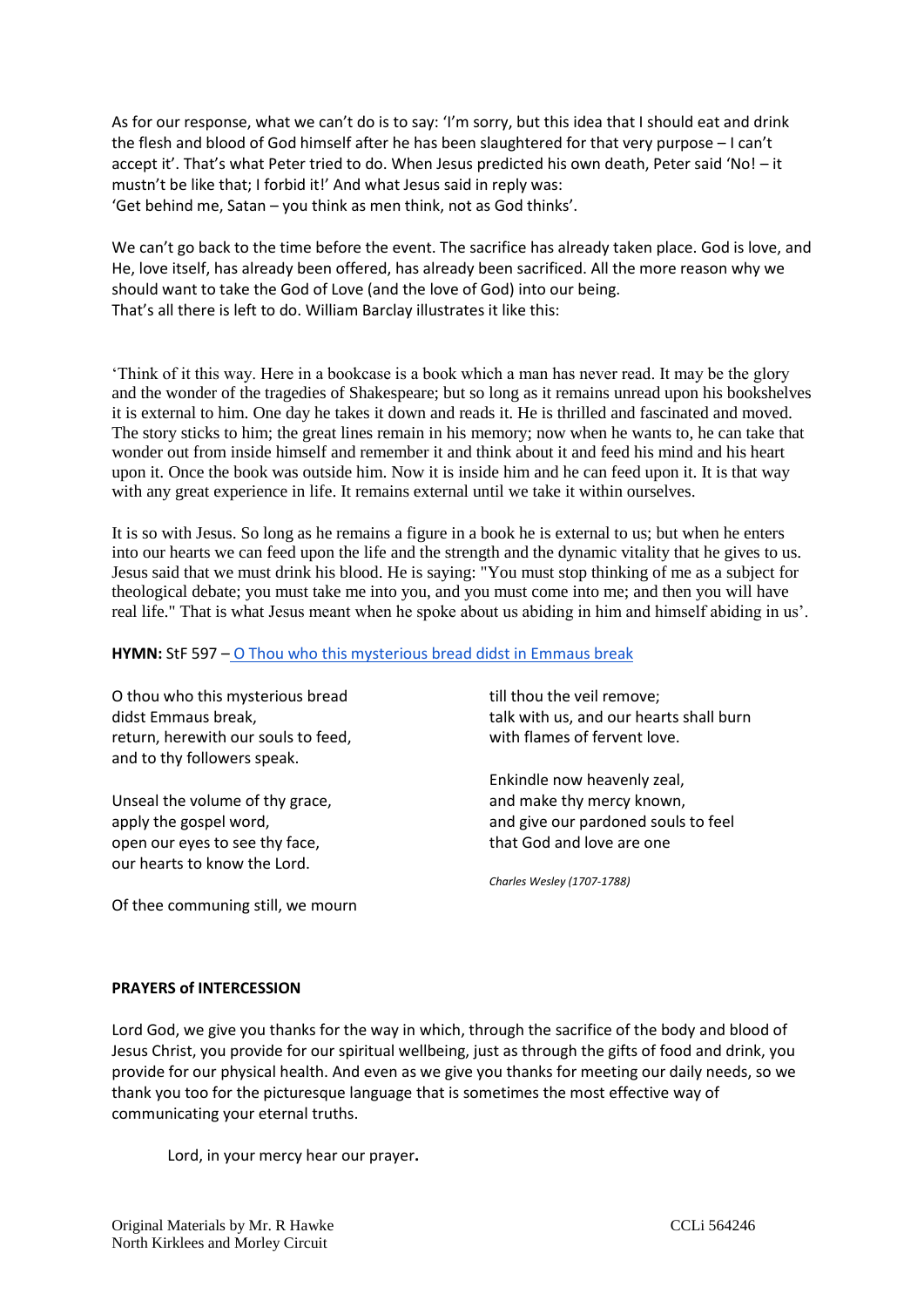As for our response, what we can't do is to say: 'I'm sorry, but this idea that I should eat and drink the flesh and blood of God himself after he has been slaughtered for that very purpose – I can't accept it'. That's what Peter tried to do. When Jesus predicted his own death, Peter said 'No! – it mustn't be like that; I forbid it!' And what Jesus said in reply was:
'Get behind me, Satan – you think as men think, not as God thinks'.

We can't go back to the time before the event. The sacrifice has already taken place. God is love, and He, love itself, has already been offered, has already been sacrificed. All the more reason why we should want to take the God of Love (and the love of God) into our being.
That's all there is left to do. William Barclay illustrates it like this:

'Think of it this way. Here in a bookcase is a book which a man has never read. It may be the glory and the wonder of the tragedies of Shakespeare; but so long as it remains unread upon his bookshelves it is external to him. One day he takes it down and reads it. He is thrilled and fascinated and moved. The story sticks to him; the great lines remain in his memory; now when he wants to, he can take that wonder out from inside himself and remember it and think about it and feed his mind and his heart upon it. Once the book was outside him. Now it is inside him and he can feed upon it. It is that way with any great experience in life. It remains external until we take it within ourselves.

It is so with Jesus. So long as he remains a figure in a book he is external to us; but when he enters into our hearts we can feed upon the life and the strength and the dynamic vitality that he gives to us. Jesus said that we must drink his blood. He is saying: "You must stop thinking of me as a subject for theological debate; you must take me into you, and you must come into me; and then you will have real life." That is what Jesus meant when he spoke about us abiding in him and himself abiding in us'.

**HYMN:** StF 597 – O Thou who this mysterious bread didst in Emmaus break

O thou who this mysterious bread
didst Emmaus break,
return, herewith our souls to feed,
and to thy followers speak.

Unseal the volume of thy grace,
apply the gospel word,
open our eyes to see thy face,
our hearts to know the Lord.

Of thee communing still, we mourn
till thou the veil remove;
talk with us, and our hearts shall burn
with flames of fervent love.

Enkindle now heavenly zeal,
and make thy mercy known,
and give our pardoned souls to feel
that God and love are one

*Charles Wesley (1707-1788)*

**PRAYERS of INTERCESSION**

Lord God, we give you thanks for the way in which, through the sacrifice of the body and blood of Jesus Christ, you provide for our spiritual wellbeing, just as through the gifts of food and drink, you provide for our physical health. And even as we give you thanks for meeting our daily needs, so we thank you too for the picturesque language that is sometimes the most effective way of communicating your eternal truths.

Lord, in your mercy hear our prayer**.**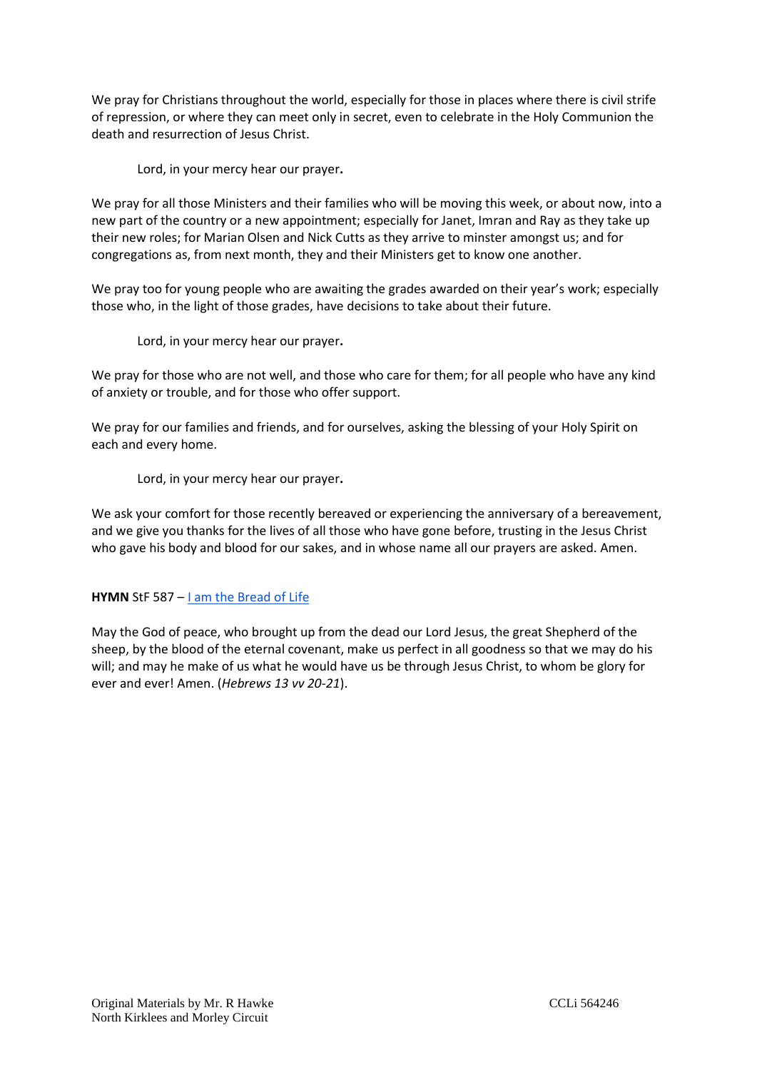We pray for Christians throughout the world, especially for those in places where there is civil strife of repression, or where they can meet only in secret, even to celebrate in the Holy Communion the death and resurrection of Jesus Christ.

Lord, in your mercy hear our prayer**.**

We pray for all those Ministers and their families who will be moving this week, or about now, into a new part of the country or a new appointment; especially for Janet, Imran and Ray as they take up their new roles; for Marian Olsen and Nick Cutts as they arrive to minster amongst us; and for congregations as, from next month, they and their Ministers get to know one another.

We pray too for young people who are awaiting the grades awarded on their year's work; especially those who, in the light of those grades, have decisions to take about their future.

Lord, in your mercy hear our prayer**.**

We pray for those who are not well, and those who care for them; for all people who have any kind of anxiety or trouble, and for those who offer support.

We pray for our families and friends, and for ourselves, asking the blessing of your Holy Spirit on each and every home.

Lord, in your mercy hear our prayer**.**

We ask your comfort for those recently bereaved or experiencing the anniversary of a bereavement, and we give you thanks for the lives of all those who have gone before, trusting in the Jesus Christ who gave his body and blood for our sakes, and in whose name all our prayers are asked. Amen.

**HYMN** StF 587 – I am the Bread of Life

May the God of peace, who brought up from the dead our Lord Jesus, the great Shepherd of the sheep, by the blood of the eternal covenant, make us perfect in all goodness so that we may do his will; and may he make of us what he would have us be through Jesus Christ, to whom be glory for ever and ever! Amen. (*Hebrews 13 vv 20-21*).

Original Materials by Mr. R Hawke
North Kirklees and Morley Circuit

CCLi 564246